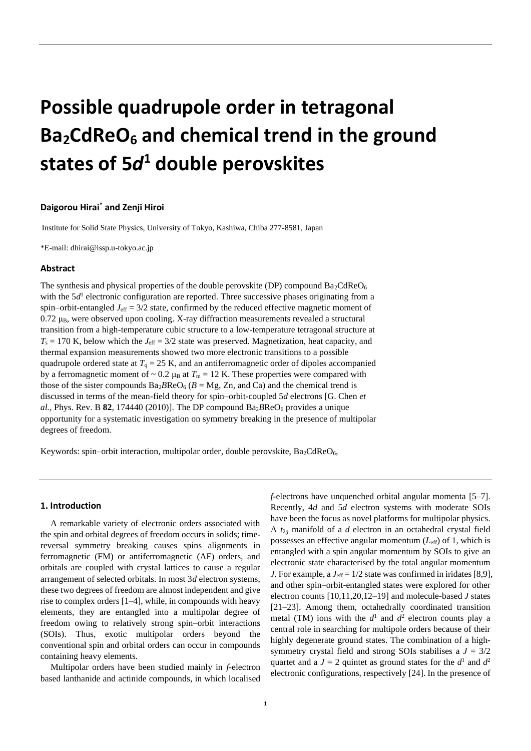# Possible quadrupole order in tetragonal $Ba_2CdReO_6$ and chemical trend in the ground states of 5*d*[1] double perovskites

**Daigorou Hirai[*] and Zenji Hiroi**

Institute for Solid State Physics, University of Tokyo, Kashiwa, Chiba 277-8581, Japan

*E-mail: dhirai@issp.u-tokyo.ac.jp

### Abstract

The synthesis and physical properties of the double perovskite (DP) compound $Ba_2CdReO_6$ with the $5d^1$ electronic configuration are reported. Three successive phases originating from a spin–orbit-entangled $J_{\text{eff}} = 3/2$ state, confirmed by the reduced effective magnetic moment of 0.72 $\mu_B$, were observed upon cooling. X-ray diffraction measurements revealed a structural transition from a high-temperature cubic structure to a low-temperature tetragonal structure at $T_s = 170$ K, below which the $J_{\text{eff}} = 3/2$ state was preserved. Magnetization, heat capacity, and thermal expansion measurements showed two more electronic transitions to a possible quadrupole ordered state at $T_q = 25$ K, and an antiferromagnetic order of dipoles accompanied by a ferromagnetic moment of ~ 0.2 $\mu_B$ at $T_m = 12$ K. These properties were compared with those of the sister compounds $Ba_2BReO_6$ ($B$ = Mg, Zn, and Ca) and the chemical trend is discussed in terms of the mean-field theory for spin–orbit-coupled 5*d* electrons [G. Chen *et al.*, Phys. Rev. B **82**, 174440 (2010)]. The DP compound $Ba_2BReO_6$ provides a unique opportunity for a systematic investigation on symmetry breaking in the presence of multipolar degrees of freedom.

Keywords: spin–orbit interaction, multipolar order, double perovskite, $Ba_2CdReO_6$,

### 1. Introduction

A remarkable variety of electronic orders associated with the spin and orbital degrees of freedom occurs in solids; time-reversal symmetry breaking causes spins alignments in ferromagnetic (FM) or antiferromagnetic (AF) orders, and orbitals are coupled with crystal lattices to cause a regular arrangement of selected orbitals. In most 3*d* electron systems, these two degrees of freedom are almost independent and give rise to complex orders [1–4], while, in compounds with heavy elements, they are entangled into a multipolar degree of freedom owing to relatively strong spin–orbit interactions (SOIs). Thus, exotic multipolar orders beyond the conventional spin and orbital orders can occur in compounds containing heavy elements.

Multipolar orders have been studied mainly in *f*-electron based lanthanide and actinide compounds, in which localised *f*-electrons have unquenched orbital angular momenta [5–7]. Recently, 4*d* and 5*d* electron systems with moderate SOIs have been the focus as novel platforms for multipolar physics. A $t_{2g}$ manifold of a *d* electron in an octahedral crystal field possesses an effective angular momentum ($L_{\text{eff}}$) of 1, which is entangled with a spin angular momentum by SOIs to give an electronic state characterised by the total angular momentum *J*. For example, a $J_{\text{eff}} = 1/2$ state was confirmed in iridates [8,9], and other spin–orbit-entangled states were explored for other electron counts [10,11,20,12–19] and molecule-based *J* states [21–23]. Among them, octahedrally coordinated transition metal (TM) ions with the $d^1$ and $d^2$ electron counts play a central role in searching for multipole orders because of their highly degenerate ground states. The combination of a high-symmetry crystal field and strong SOIs stabilises a $J = 3/2$ quartet and a $J = 2$ quintet as ground states for the $d^1$ and $d^2$ electronic configurations, respectively [24]. In the presence of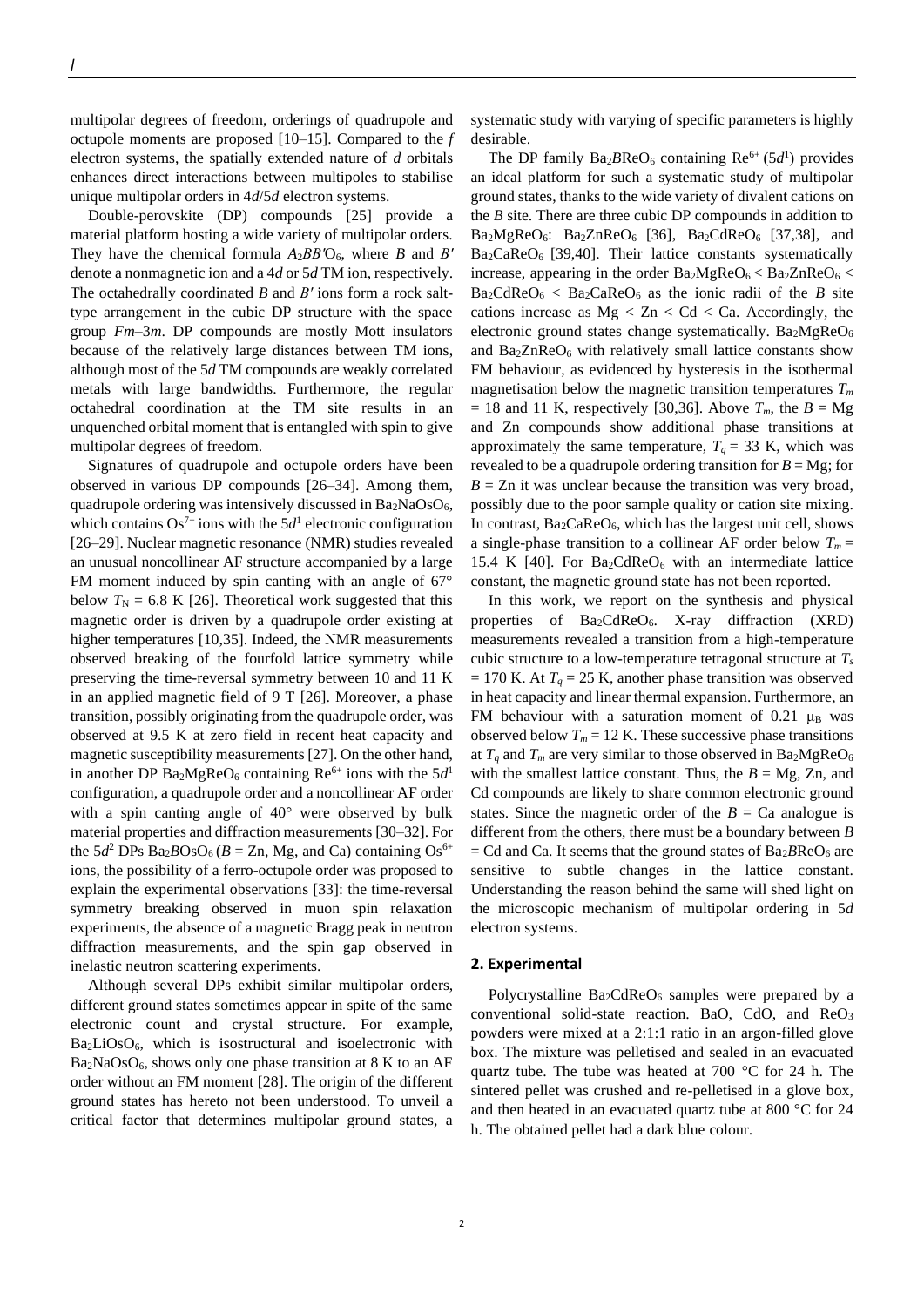multipolar degrees of freedom, orderings of quadrupole and octupole moments are proposed [10–15]. Compared to the *f* electron systems, the spatially extended nature of *d* orbitals enhances direct interactions between multipoles to stabilise unique multipolar orders in 4*d*/5*d* electron systems.

Double-perovskite (DP) compounds [25] provide a material platform hosting a wide variety of multipolar orders. They have the chemical formula $A_2BB'O_6$, where *B* and *B'* denote a nonmagnetic ion and a 4*d* or 5*d* TM ion, respectively. The octahedrally coordinated *B* and *B'* ions form a rock salt-type arrangement in the cubic DP structure with the space group *Fm*–3*m*. DP compounds are mostly Mott insulators because of the relatively large distances between TM ions, although most of the 5*d* TM compounds are weakly correlated metals with large bandwidths. Furthermore, the regular octahedral coordination at the TM site results in an unquenched orbital moment that is entangled with spin to give multipolar degrees of freedom.

Signatures of quadrupole and octupole orders have been observed in various DP compounds [26–34]. Among them, quadrupole ordering was intensively discussed in $Ba_2NaOsO_6$, which contains $Os^{7+}$ ions with the $5d^1$ electronic configuration [26–29]. Nuclear magnetic resonance (NMR) studies revealed an unusual noncollinear AF structure accompanied by a large FM moment induced by spin canting with an angle of 67° below $T_N$ = 6.8 K [26]. Theoretical work suggested that this magnetic order is driven by a quadrupole order existing at higher temperatures [10,35]. Indeed, the NMR measurements observed breaking of the fourfold lattice symmetry while preserving the time-reversal symmetry between 10 and 11 K in an applied magnetic field of 9 T [26]. Moreover, a phase transition, possibly originating from the quadrupole order, was observed at 9.5 K at zero field in recent heat capacity and magnetic susceptibility measurements [27]. On the other hand, in another DP $Ba_2MgReO_6$ containing $Re^{6+}$ ions with the $5d^1$ configuration, a quadrupole order and a noncollinear AF order with a spin canting angle of 40° were observed by bulk material properties and diffraction measurements [30–32]. For the $5d^2$ DPs $Ba_2BOsO_6$ (*B* = Zn, Mg, and Ca) containing $Os^{6+}$ ions, the possibility of a ferro-octupole order was proposed to explain the experimental observations [33]: the time-reversal symmetry breaking observed in muon spin relaxation experiments, the absence of a magnetic Bragg peak in neutron diffraction measurements, and the spin gap observed in inelastic neutron scattering experiments.

Although several DPs exhibit similar multipolar orders, different ground states sometimes appear in spite of the same electronic count and crystal structure. For example, $Ba_2LiOsO_6$, which is isostructural and isoelectronic with $Ba_2NaOsO_6$, shows only one phase transition at 8 K to an AF order without an FM moment [28]. The origin of the different ground states has hereto not been understood. To unveil a critical factor that determines multipolar ground states, a systematic study with varying of specific parameters is highly desirable.

The DP family $Ba_2BReO_6$ containing $Re^{6+}$ ($5d^1$) provides an ideal platform for such a systematic study of multipolar ground states, thanks to the wide variety of divalent cations on the *B* site. There are three cubic DP compounds in addition to $Ba_2MgReO_6$: $Ba_2ZnReO_6$ [36], $Ba_2CdReO_6$ [37,38], and $Ba_2CaReO_6$ [39,40]. Their lattice constants systematically increase, appearing in the order $Ba_2MgReO_6 < Ba_2ZnReO_6 < Ba_2CdReO_6 < Ba_2CaReO_6$ as the ionic radii of the *B* site cations increase as Mg < Zn < Cd < Ca. Accordingly, the electronic ground states change systematically. $Ba_2MgReO_6$ and $Ba_2ZnReO_6$ with relatively small lattice constants show FM behaviour, as evidenced by hysteresis in the isothermal magnetisation below the magnetic transition temperatures $T_m$ = 18 and 11 K, respectively [30,36]. Above $T_m$, the *B* = Mg and Zn compounds show additional phase transitions at approximately the same temperature, $T_q$ = 33 K, which was revealed to be a quadrupole ordering transition for *B* = Mg; for *B* = Zn it was unclear because the transition was very broad, possibly due to the poor sample quality or cation site mixing. In contrast, $Ba_2CaReO_6$, which has the largest unit cell, shows a single-phase transition to a collinear AF order below $T_m$ = 15.4 K [40]. For $Ba_2CdReO_6$ with an intermediate lattice constant, the magnetic ground state has not been reported.

In this work, we report on the synthesis and physical properties of $Ba_2CdReO_6$. X-ray diffraction (XRD) measurements revealed a transition from a high-temperature cubic structure to a low-temperature tetragonal structure at $T_s$ = 170 K. At $T_q$ = 25 K, another phase transition was observed in heat capacity and linear thermal expansion. Furthermore, an FM behaviour with a saturation moment of 0.21 $\mu_B$ was observed below $T_m$ = 12 K. These successive phase transitions at $T_q$ and $T_m$ are very similar to those observed in $Ba_2MgReO_6$ with the smallest lattice constant. Thus, the *B* = Mg, Zn, and Cd compounds are likely to share common electronic ground states. Since the magnetic order of the *B* = Ca analogue is different from the others, there must be a boundary between *B* = Cd and Ca. It seems that the ground states of $Ba_2BReO_6$ are sensitive to subtle changes in the lattice constant. Understanding the reason behind the same will shed light on the microscopic mechanism of multipolar ordering in 5*d* electron systems.

## 2. Experimental

Polycrystalline $Ba_2CdReO_6$ samples were prepared by a conventional solid-state reaction. BaO, CdO, and $ReO_3$ powders were mixed at a 2:1:1 ratio in an argon-filled glove box. The mixture was pelletised and sealed in an evacuated quartz tube. The tube was heated at 700 °C for 24 h. The sintered pellet was crushed and re-pelletised in a glove box, and then heated in an evacuated quartz tube at 800 °C for 24 h. The obtained pellet had a dark blue colour.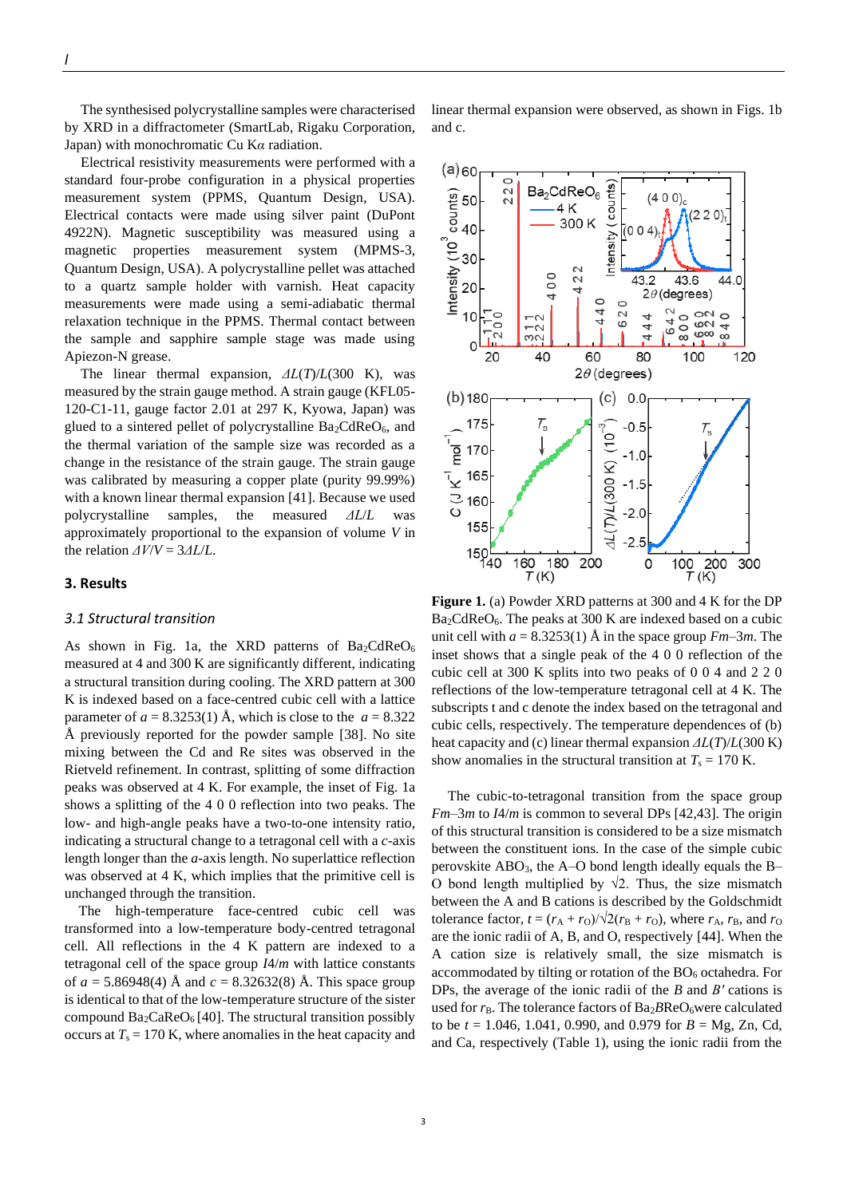The synthesised polycrystalline samples were characterised by XRD in a diffractometer (SmartLab, Rigaku Corporation, Japan) with monochromatic Cu K$\alpha$ radiation.

Electrical resistivity measurements were performed with a standard four-probe configuration in a physical properties measurement system (PPMS, Quantum Design, USA). Electrical contacts were made using silver paint (DuPont 4922N). Magnetic susceptibility was measured using a magnetic properties measurement system (MPMS-3, Quantum Design, USA). A polycrystalline pellet was attached to a quartz sample holder with varnish. Heat capacity measurements were made using a semi-adiabatic thermal relaxation technique in the PPMS. Thermal contact between the sample and sapphire sample stage was made using Apiezon-N grease.

The linear thermal expansion, $\Delta L(T)/L(300\ \mathrm{K})$, was measured by the strain gauge method. A strain gauge (KFL05-120-C1-11, gauge factor 2.01 at 297 K, Kyowa, Japan) was glued to a sintered pellet of polycrystalline $Ba_2CdReO_6$, and the thermal variation of the sample size was recorded as a change in the resistance of the strain gauge. The strain gauge was calibrated by measuring a copper plate (purity 99.99%) with a known linear thermal expansion [41]. Because we used polycrystalline samples, the measured $\Delta L/L$ was approximately proportional to the expansion of volume $V$ in the relation $\Delta V/V = 3\Delta L/L$.

## 3. Results

### 3.1 Structural transition

As shown in Fig. 1a, the XRD patterns of $Ba_2CdReO_6$ measured at 4 and 300 K are significantly different, indicating a structural transition during cooling. The XRD pattern at 300 K is indexed based on a face-centred cubic cell with a lattice parameter of $a$ = 8.3253(1) Å, which is close to the $a$ = 8.322 Å previously reported for the powder sample [38]. No site mixing between the Cd and Re sites was observed in the Rietveld refinement. In contrast, splitting of some diffraction peaks was observed at 4 K. For example, the inset of Fig. 1a shows a splitting of the 4 0 0 reflection into two peaks. The low- and high-angle peaks have a two-to-one intensity ratio, indicating a structural change to a tetragonal cell with a $c$-axis length longer than the $a$-axis length. No superlattice reflection was observed at 4 K, which implies that the primitive cell is unchanged through the transition.

The high-temperature face-centred cubic cell was transformed into a low-temperature body-centred tetragonal cell. All reflections in the 4 K pattern are indexed to a tetragonal cell of the space group $I4/m$ with lattice constants of $a$ = 5.86948(4) Å and $c$ = 8.32632(8) Å. This space group is identical to that of the low-temperature structure of the sister compound $Ba_2CaReO_6$ [40]. The structural transition possibly occurs at $T_s$ = 170 K, where anomalies in the heat capacity and linear thermal expansion were observed, as shown in Figs. 1b and c.

**Figure 1.** (a) Powder XRD patterns at 300 and 4 K for the DP $Ba_2CdReO_6$. The peaks at 300 K are indexed based on a cubic unit cell with $a$ = 8.3253(1) Å in the space group $Fm$–3$m$. The inset shows that a single peak of the 4 0 0 reflection of the cubic cell at 300 K splits into two peaks of 0 0 4 and 2 2 0 reflections of the low-temperature tetragonal cell at 4 K. The subscripts t and c denote the index based on the tetragonal and cubic cells, respectively. The temperature dependences of (b) heat capacity and (c) linear thermal expansion $\Delta L(T)/L(300\ \mathrm{K})$ show anomalies in the structural transition at $T_s$ = 170 K.

The cubic-to-tetragonal transition from the space group $Fm$–3$m$ to $I4/m$ is common to several DPs [42,43]. The origin of this structural transition is considered to be a size mismatch between the constituent ions. In the case of the simple cubic perovskite $ABO_3$, the A–O bond length ideally equals the B–O bond length multiplied by $\sqrt{2}$. Thus, the size mismatch between the A and B cations is described by the Goldschmidt tolerance factor, $t = (r_A + r_O)/\sqrt{2}(r_B + r_O)$, where $r_A$, $r_B$, and $r_O$ are the ionic radii of A, B, and O, respectively [44]. When the A cation size is relatively small, the size mismatch is accommodated by tilting or rotation of the $BO_6$ octahedra. For DPs, the average of the ionic radii of the $B$ and $B'$ cations is used for $r_B$. The tolerance factors of $Ba_2BReO_6$ were calculated to be $t$ = 1.046, 1.041, 0.990, and 0.979 for $B$ = Mg, Zn, Cd, and Ca, respectively (Table 1), using the ionic radii from the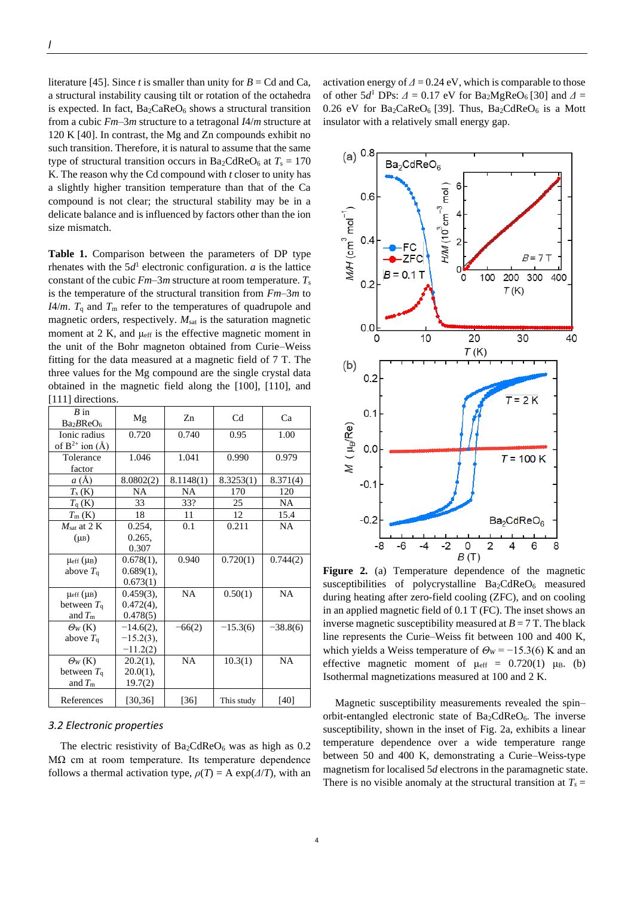literature [45]. Since $t$ is smaller than unity for $B$ = Cd and Ca, a structural instability causing tilt or rotation of the octahedra is expected. In fact, $Ba_2CaReO_6$ shows a structural transition from a cubic $Fm$–$3m$ structure to a tetragonal $I4/m$ structure at 120 K [40]. In contrast, the Mg and Zn compounds exhibit no such transition. Therefore, it is natural to assume that the same type of structural transition occurs in $Ba_2CdReO_6$ at $T_s$ = 170 K. The reason why the Cd compound with $t$ closer to unity has a slightly higher transition temperature than that of the Ca compound is not clear; the structural stability may be in a delicate balance and is influenced by factors other than the ion size mismatch.

**Table 1.** Comparison between the parameters of DP type rhenates with the $5d^1$ electronic configuration. $a$ is the lattice constant of the cubic $Fm$–$3m$ structure at room temperature. $T_s$ is the temperature of the structural transition from $Fm$–$3m$ to $I4/m$. $T_q$ and $T_m$ refer to the temperatures of quadrupole and magnetic orders, respectively. $M_{sat}$ is the saturation magnetic moment at 2 K, and $\mu_{eff}$ is the effective magnetic moment in the unit of the Bohr magneton obtained from Curie–Weiss fitting for the data measured at a magnetic field of 7 T. The three values for the Mg compound are the single crystal data obtained in the magnetic field along the [100], [110], and [111] directions.

| $B$ in $Ba_2BReO_6$ | Mg | Zn | Cd | Ca |
|---|---|---|---|---|
| Ionic radius of $B^{2+}$ ion (Å) | 0.720 | 0.740 | 0.95 | 1.00 |
| Tolerance factor | 1.046 | 1.041 | 0.990 | 0.979 |
| $a$ (Å) | 8.0802(2) | 8.1148(1) | 8.3253(1) | 8.371(4) |
| $T_s$ (K) | NA | NA | 170 | 120 |
| $T_q$ (K) | 33 | 33? | 25 | NA |
| $T_m$ (K) | 18 | 11 | 12 | 15.4 |
| $M_{sat}$ at 2 K ($\mu_B$) | 0.254, 0.265, 0.307 | 0.1 | 0.211 | NA |
| $\mu_{eff}$ ($\mu_B$) above $T_q$ | 0.678(1), 0.689(1), 0.673(1) | 0.940 | 0.720(1) | 0.744(2) |
| $\mu_{eff}$ ($\mu_B$) between $T_q$ and $T_m$ | 0.459(3), 0.472(4), 0.478(5) | NA | 0.50(1) | NA |
| $\Theta_W$ (K) above $T_q$ | −14.6(2), −15.2(3), −11.2(2) | −66(2) | −15.3(6) | −38.8(6) |
| $\Theta_W$ (K) between $T_q$ and $T_m$ | 20.2(1), 20.0(1), 19.7(2) | NA | 10.3(1) | NA |
| References | [30,36] | [36] | This study | [40] |

### 3.2 Electronic properties

The electric resistivity of $Ba_2CdReO_6$ was as high as 0.2 MΩ cm at room temperature. Its temperature dependence follows a thermal activation type, $\rho(T)$ = A exp($\Delta/T$), with an activation energy of $\Delta$ = 0.24 eV, which is comparable to those of other $5d^1$ DPs: $\Delta$ = 0.17 eV for $Ba_2MgReO_6$ [30] and $\Delta$ = 0.26 eV for $Ba_2CaReO_6$ [39]. Thus, $Ba_2CdReO_6$ is a Mott insulator with a relatively small energy gap.

**Figure 2.** (a) Temperature dependence of the magnetic susceptibilities of polycrystalline $Ba_2CdReO_6$ measured during heating after zero-field cooling (ZFC), and on cooling in an applied magnetic field of 0.1 T (FC). The inset shows an inverse magnetic susceptibility measured at $B$ = 7 T. The black line represents the Curie–Weiss fit between 100 and 400 K, which yields a Weiss temperature of $\Theta_W$ = −15.3(6) K and an effective magnetic moment of $\mu_{eff}$ = 0.720(1) $\mu_B$. (b) Isothermal magnetizations measured at 100 and 2 K.

Magnetic susceptibility measurements revealed the spin–orbit-entangled electronic state of $Ba_2CdReO_6$. The inverse susceptibility, shown in the inset of Fig. 2a, exhibits a linear temperature dependence over a wide temperature range between 50 and 400 K, demonstrating a Curie–Weiss-type magnetism for localised $5d$ electrons in the paramagnetic state. There is no visible anomaly at the structural transition at $T_s$ =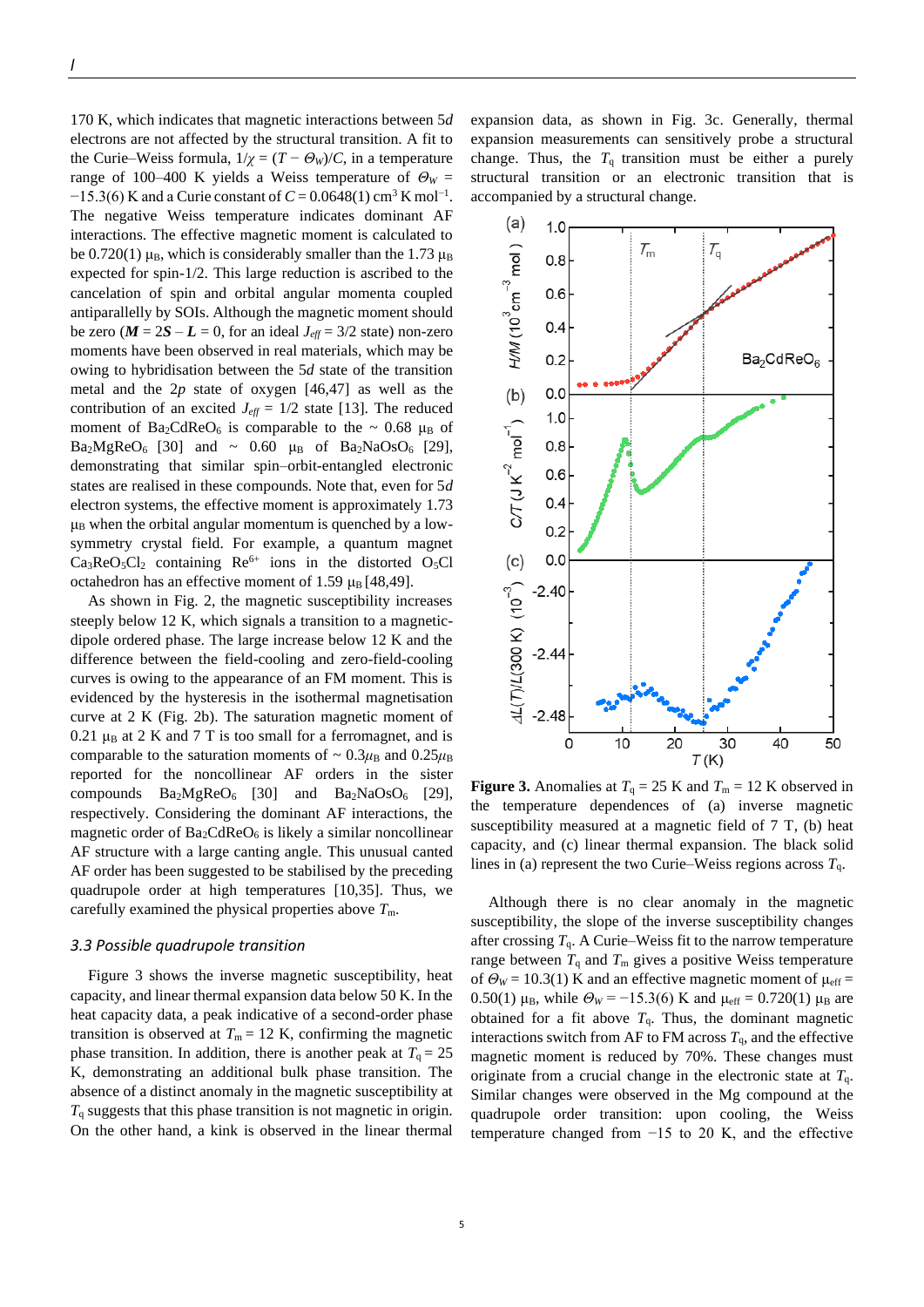170 K, which indicates that magnetic interactions between 5*d* electrons are not affected by the structural transition. A fit to the Curie–Weiss formula, $1/\chi = (T - \Theta_W)/C$, in a temperature range of 100–400 K yields a Weiss temperature of $\Theta_W = -15.3(6)$ K and a Curie constant of $C = 0.0648(1)$ cm$^3$ K mol$^{-1}$. The negative Weiss temperature indicates dominant AF interactions. The effective magnetic moment is calculated to be 0.720(1) $\mu_B$, which is considerably smaller than the 1.73 $\mu_B$ expected for spin-1/2. This large reduction is ascribed to the cancelation of spin and orbital angular momenta coupled antiparallelly by SOIs. Although the magnetic moment should be zero ($\boldsymbol{M} = 2\boldsymbol{S} - \boldsymbol{L} = 0$, for an ideal $J_{eff} = 3/2$ state) non-zero moments have been observed in real materials, which may be owing to hybridisation between the 5*d* state of the transition metal and the 2*p* state of oxygen [46,47] as well as the contribution of an excited $J_{eff} = 1/2$ state [13]. The reduced moment of $Ba_2CdReO_6$ is comparable to the ~ 0.68 $\mu_B$ of $Ba_2MgReO_6$ [30] and ~ 0.60 $\mu_B$ of $Ba_2NaOsO_6$ [29], demonstrating that similar spin–orbit-entangled electronic states are realised in these compounds. Note that, even for 5*d* electron systems, the effective moment is approximately 1.73 $\mu_B$ when the orbital angular momentum is quenched by a low-symmetry crystal field. For example, a quantum magnet $Ca_3ReO_5Cl_2$ containing $Re^{6+}$ ions in the distorted $O_5Cl$ octahedron has an effective moment of 1.59 $\mu_B$ [48,49].

As shown in Fig. 2, the magnetic susceptibility increases steeply below 12 K, which signals a transition to a magnetic-dipole ordered phase. The large increase below 12 K and the difference between the field-cooling and zero-field-cooling curves is owing to the appearance of an FM moment. This is evidenced by the hysteresis in the isothermal magnetisation curve at 2 K (Fig. 2b). The saturation magnetic moment of 0.21 $\mu_B$ at 2 K and 7 T is too small for a ferromagnet, and is comparable to the saturation moments of ~ 0.3$\mu_B$ and 0.25$\mu_B$ reported for the noncollinear AF orders in the sister compounds $Ba_2MgReO_6$ [30] and $Ba_2NaOsO_6$ [29], respectively. Considering the dominant AF interactions, the magnetic order of $Ba_2CdReO_6$ is likely a similar noncollinear AF structure with a large canting angle. This unusual canted AF order has been suggested to be stabilised by the preceding quadrupole order at high temperatures [10,35]. Thus, we carefully examined the physical properties above $T_m$.

### *3.3 Possible quadrupole transition*

Figure 3 shows the inverse magnetic susceptibility, heat capacity, and linear thermal expansion data below 50 K. In the heat capacity data, a peak indicative of a second-order phase transition is observed at $T_m = 12$ K, confirming the magnetic phase transition. In addition, there is another peak at $T_q = 25$ K, demonstrating an additional bulk phase transition. The absence of a distinct anomaly in the magnetic susceptibility at $T_q$ suggests that this phase transition is not magnetic in origin. On the other hand, a kink is observed in the linear thermal expansion data, as shown in Fig. 3c. Generally, thermal expansion measurements can sensitively probe a structural change. Thus, the $T_q$ transition must be either a purely structural transition or an electronic transition that is accompanied by a structural change.

**Figure 3.** Anomalies at $T_q = 25$ K and $T_m = 12$ K observed in the temperature dependences of (a) inverse magnetic susceptibility measured at a magnetic field of 7 T, (b) heat capacity, and (c) linear thermal expansion. The black solid lines in (a) represent the two Curie–Weiss regions across $T_q$.

Although there is no clear anomaly in the magnetic susceptibility, the slope of the inverse susceptibility changes after crossing $T_q$. A Curie–Weiss fit to the narrow temperature range between $T_q$ and $T_m$ gives a positive Weiss temperature of $\Theta_W = 10.3(1)$ K and an effective magnetic moment of $\mu_{eff} = 0.50(1)$ $\mu_B$, while $\Theta_W = -15.3(6)$ K and $\mu_{eff} = 0.720(1)$ $\mu_B$ are obtained for a fit above $T_q$. Thus, the dominant magnetic interactions switch from AF to FM across $T_q$, and the effective magnetic moment is reduced by 70%. These changes must originate from a crucial change in the electronic state at $T_q$. Similar changes were observed in the Mg compound at the quadrupole order transition: upon cooling, the Weiss temperature changed from −15 to 20 K, and the effective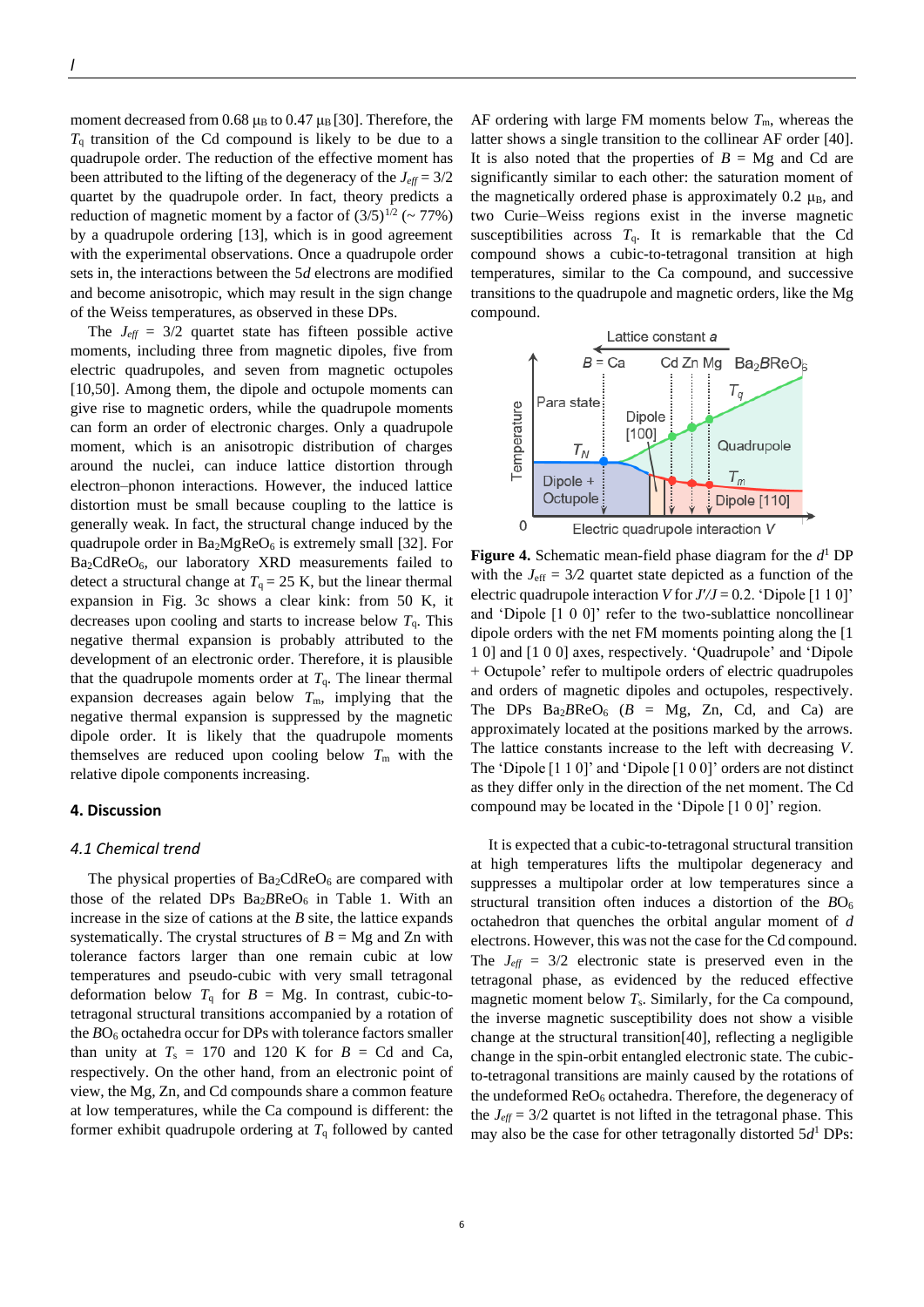moment decreased from 0.68 $\mu_B$ to 0.47 $\mu_B$ [30]. Therefore, the $T_q$ transition of the Cd compound is likely to be due to a quadrupole order. The reduction of the effective moment has been attributed to the lifting of the degeneracy of the $J_{eff}$ = 3/2 quartet by the quadrupole order. In fact, theory predicts a reduction of magnetic moment by a factor of $(3/5)^{1/2}$ (~ 77%) by a quadrupole ordering [13], which is in good agreement with the experimental observations. Once a quadrupole order sets in, the interactions between the 5*d* electrons are modified and become anisotropic, which may result in the sign change of the Weiss temperatures, as observed in these DPs.

The $J_{eff}$ = 3/2 quartet state has fifteen possible active moments, including three from magnetic dipoles, five from electric quadrupoles, and seven from magnetic octupoles [10,50]. Among them, the dipole and octupole moments can give rise to magnetic orders, while the quadrupole moments can form an order of electronic charges. Only a quadrupole moment, which is an anisotropic distribution of charges around the nuclei, can induce lattice distortion through electron–phonon interactions. However, the induced lattice distortion must be small because coupling to the lattice is generally weak. In fact, the structural change induced by the quadrupole order in $Ba_2MgReO_6$ is extremely small [32]. For $Ba_2CdReO_6$, our laboratory XRD measurements failed to detect a structural change at $T_q$ = 25 K, but the linear thermal expansion in Fig. 3c shows a clear kink: from 50 K, it decreases upon cooling and starts to increase below $T_q$. This negative thermal expansion is probably attributed to the development of an electronic order. Therefore, it is plausible that the quadrupole moments order at $T_q$. The linear thermal expansion decreases again below $T_m$, implying that the negative thermal expansion is suppressed by the magnetic dipole order. It is likely that the quadrupole moments themselves are reduced upon cooling below $T_m$ with the relative dipole components increasing.

## 4. Discussion

### *4.1 Chemical trend*

The physical properties of $Ba_2CdReO_6$ are compared with those of the related DPs $Ba_2BReO_6$ in Table 1. With an increase in the size of cations at the *B* site, the lattice expands systematically. The crystal structures of *B* = Mg and Zn with tolerance factors larger than one remain cubic at low temperatures and pseudo-cubic with very small tetragonal deformation below $T_q$ for *B* = Mg. In contrast, cubic-to-tetragonal structural transitions accompanied by a rotation of the $BO_6$ octahedra occur for DPs with tolerance factors smaller than unity at $T_s$ = 170 and 120 K for *B* = Cd and Ca, respectively. On the other hand, from an electronic point of view, the Mg, Zn, and Cd compounds share a common feature at low temperatures, while the Ca compound is different: the former exhibit quadrupole ordering at $T_q$ followed by canted AF ordering with large FM moments below $T_m$, whereas the latter shows a single transition to the collinear AF order [40]. It is also noted that the properties of *B* = Mg and Cd are significantly similar to each other: the saturation moment of the magnetically ordered phase is approximately 0.2 $\mu_B$, and two Curie–Weiss regions exist in the inverse magnetic susceptibilities across $T_q$. It is remarkable that the Cd compound shows a cubic-to-tetragonal transition at high temperatures, similar to the Ca compound, and successive transitions to the quadrupole and magnetic orders, like the Mg compound.

**Figure 4.** Schematic mean-field phase diagram for the $d^1$ DP with the $J_{eff}$ = 3⁄2 quartet state depicted as a function of the electric quadrupole interaction *V* for *J*′/*J* = 0.2. 'Dipole [1 1 0]' and 'Dipole [1 0 0]' refer to the two-sublattice noncollinear dipole orders with the net FM moments pointing along the [1 1 0] and [1 0 0] axes, respectively. 'Quadrupole' and 'Dipole + Octupole' refer to multipole orders of electric quadrupoles and orders of magnetic dipoles and octupoles, respectively. The DPs $Ba_2BReO_6$ (*B* = Mg, Zn, Cd, and Ca) are approximately located at the positions marked by the arrows. The lattice constants increase to the left with decreasing *V*. The 'Dipole [1 1 0]' and 'Dipole [1 0 0]' orders are not distinct as they differ only in the direction of the net moment. The Cd compound may be located in the 'Dipole [1 0 0]' region.

It is expected that a cubic-to-tetragonal structural transition at high temperatures lifts the multipolar degeneracy and suppresses a multipolar order at low temperatures since a structural transition often induces a distortion of the $BO_6$ octahedron that quenches the orbital angular moment of *d* electrons. However, this was not the case for the Cd compound. The $J_{eff}$ = 3/2 electronic state is preserved even in the tetragonal phase, as evidenced by the reduced effective magnetic moment below $T_s$. Similarly, for the Ca compound, the inverse magnetic susceptibility does not show a visible change at the structural transition[40], reflecting a negligible change in the spin-orbit entangled electronic state. The cubic-to-tetragonal transitions are mainly caused by the rotations of the undeformed $ReO_6$ octahedra. Therefore, the degeneracy of the $J_{eff}$ = 3/2 quartet is not lifted in the tetragonal phase. This may also be the case for other tetragonally distorted $5d^1$ DPs: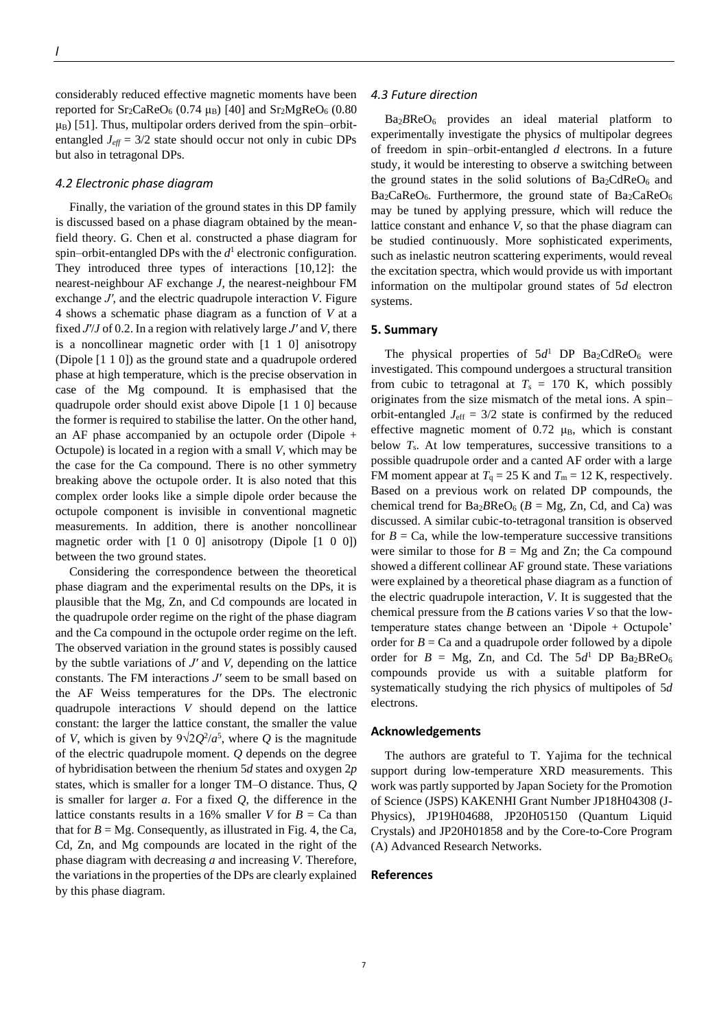considerably reduced effective magnetic moments have been reported for $Sr_2CaReO_6$ (0.74 $\mu_B$) [40] and $Sr_2MgReO_6$ (0.80 $\mu_B$) [51]. Thus, multipolar orders derived from the spin–orbit-entangled $J_{eff}$ = 3/2 state should occur not only in cubic DPs but also in tetragonal DPs.

### 4.2 Electronic phase diagram

Finally, the variation of the ground states in this DP family is discussed based on a phase diagram obtained by the mean-field theory. G. Chen et al. constructed a phase diagram for spin–orbit-entangled DPs with the $d^1$ electronic configuration. They introduced three types of interactions [10,12]: the nearest-neighbour AF exchange $J$, the nearest-neighbour FM exchange $J'$, and the electric quadrupole interaction $V$. Figure 4 shows a schematic phase diagram as a function of $V$ at a fixed $J'/J$ of 0.2. In a region with relatively large $J'$ and $V$, there is a noncollinear magnetic order with [1 1 0] anisotropy (Dipole [1 1 0]) as the ground state and a quadrupole ordered phase at high temperature, which is the precise observation in case of the Mg compound. It is emphasised that the quadrupole order should exist above Dipole [1 1 0] because the former is required to stabilise the latter. On the other hand, an AF phase accompanied by an octupole order (Dipole + Octupole) is located in a region with a small $V$, which may be the case for the Ca compound. There is no other symmetry breaking above the octupole order. It is also noted that this complex order looks like a simple dipole order because the octupole component is invisible in conventional magnetic measurements. In addition, there is another noncollinear magnetic order with [1 0 0] anisotropy (Dipole [1 0 0]) between the two ground states.

Considering the correspondence between the theoretical phase diagram and the experimental results on the DPs, it is plausible that the Mg, Zn, and Cd compounds are located in the quadrupole order regime on the right of the phase diagram and the Ca compound in the octupole order regime on the left. The observed variation in the ground states is possibly caused by the subtle variations of $J'$ and $V$, depending on the lattice constants. The FM interactions $J'$ seem to be small based on the AF Weiss temperatures for the DPs. The electronic quadrupole interactions $V$ should depend on the lattice constant: the larger the lattice constant, the smaller the value of $V$, which is given by $9\sqrt{2}Q^2/a^5$, where $Q$ is the magnitude of the electric quadrupole moment. $Q$ depends on the degree of hybridisation between the rhenium 5$d$ states and oxygen 2$p$ states, which is smaller for a longer TM–O distance. Thus, $Q$ is smaller for larger $a$. For a fixed $Q$, the difference in the lattice constants results in a 16% smaller $V$ for $B$ = Ca than that for $B$ = Mg. Consequently, as illustrated in Fig. 4, the Ca, Cd, Zn, and Mg compounds are located in the right of the phase diagram with decreasing $a$ and increasing $V$. Therefore, the variations in the properties of the DPs are clearly explained by this phase diagram.

### 4.3 Future direction

$Ba_2BReO_6$ provides an ideal material platform to experimentally investigate the physics of multipolar degrees of freedom in spin–orbit-entangled $d$ electrons. In a future study, it would be interesting to observe a switching between the ground states in the solid solutions of $Ba_2CdReO_6$ and $Ba_2CaReO_6$. Furthermore, the ground state of $Ba_2CaReO_6$ may be tuned by applying pressure, which will reduce the lattice constant and enhance $V$, so that the phase diagram can be studied continuously. More sophisticated experiments, such as inelastic neutron scattering experiments, would reveal the excitation spectra, which would provide us with important information on the multipolar ground states of 5$d$ electron systems.

## 5. Summary

The physical properties of 5$d^1$ DP $Ba_2CdReO_6$ were investigated. This compound undergoes a structural transition from cubic to tetragonal at $T_s$ = 170 K, which possibly originates from the size mismatch of the metal ions. A spin–orbit-entangled $J_{eff}$ = 3/2 state is confirmed by the reduced effective magnetic moment of 0.72 $\mu_B$, which is constant below $T_s$. At low temperatures, successive transitions to a possible quadrupole order and a canted AF order with a large FM moment appear at $T_q$ = 25 K and $T_m$ = 12 K, respectively. Based on a previous work on related DP compounds, the chemical trend for $Ba_2BReO_6$ ($B$ = Mg, Zn, Cd, and Ca) was discussed. A similar cubic-to-tetragonal transition is observed for $B$ = Ca, while the low-temperature successive transitions were similar to those for $B$ = Mg and Zn; the Ca compound showed a different collinear AF ground state. These variations were explained by a theoretical phase diagram as a function of the electric quadrupole interaction, $V$. It is suggested that the chemical pressure from the $B$ cations varies $V$ so that the low-temperature states change between an 'Dipole + Octupole' order for $B$ = Ca and a quadrupole order followed by a dipole order for $B$ = Mg, Zn, and Cd. The 5$d^1$ DP $Ba_2BReO_6$ compounds provide us with a suitable platform for systematically studying the rich physics of multipoles of 5$d$ electrons.

## Acknowledgements

The authors are grateful to T. Yajima for the technical support during low-temperature XRD measurements. This work was partly supported by Japan Society for the Promotion of Science (JSPS) KAKENHI Grant Number JP18H04308 (J-Physics), JP19H04688, JP20H05150 (Quantum Liquid Crystals) and JP20H01858 and by the Core-to-Core Program (A) Advanced Research Networks.

## References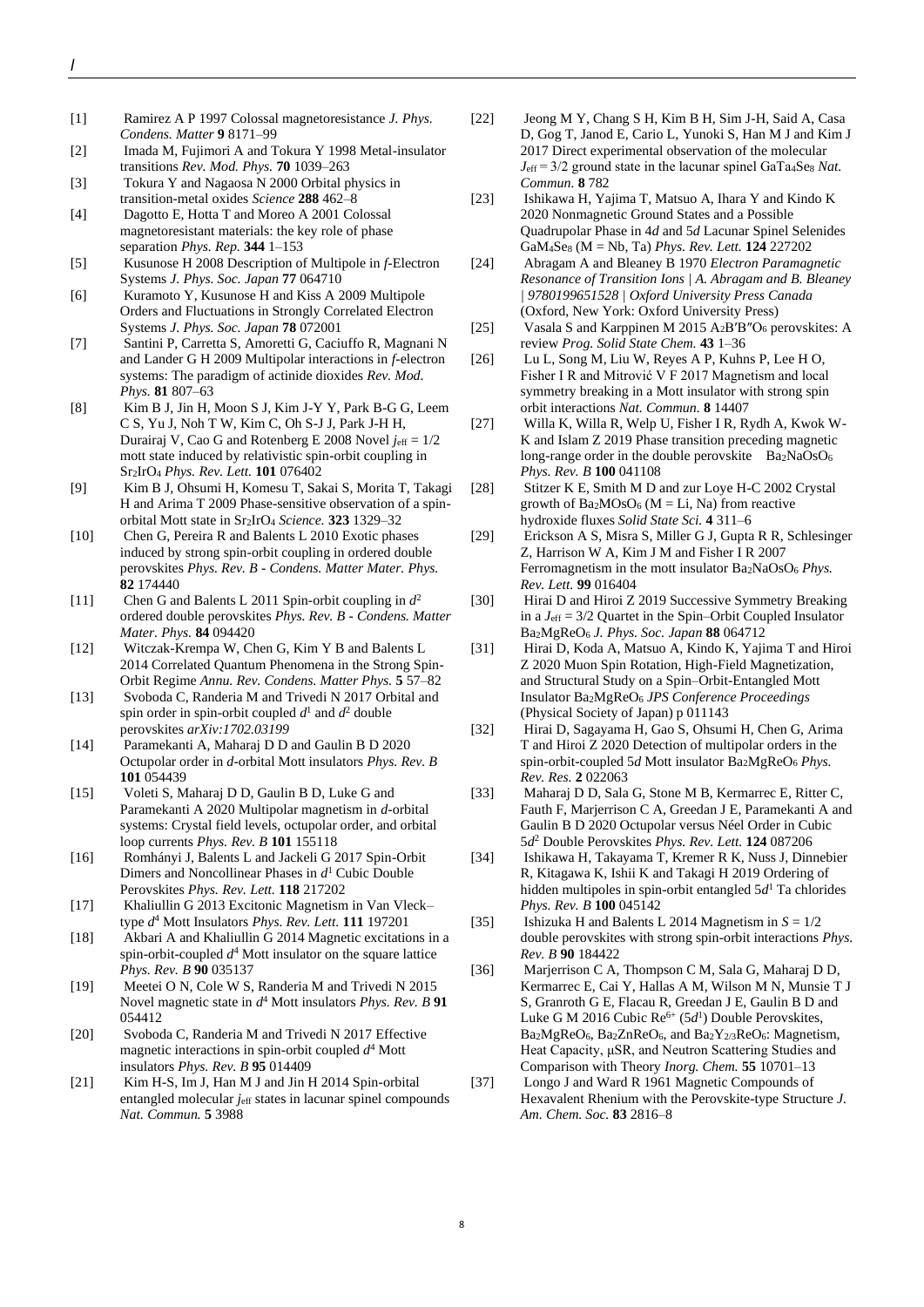[1] Ramirez A P 1997 Colossal magnetoresistance *J. Phys. Condens. Matter* **9** 8171–99

[2] Imada M, Fujimori A and Tokura Y 1998 Metal-insulator transitions *Rev. Mod. Phys.* **70** 1039–263

[3] Tokura Y and Nagaosa N 2000 Orbital physics in transition-metal oxides *Science* **288** 462–8

[4] Dagotto E, Hotta T and Moreo A 2001 Colossal magnetoresistant materials: the key role of phase separation *Phys. Rep.* **344** 1–153

[5] Kusunose H 2008 Description of Multipole in *f*-Electron Systems *J. Phys. Soc. Japan* **77** 064710

[6] Kuramoto Y, Kusunose H and Kiss A 2009 Multipole Orders and Fluctuations in Strongly Correlated Electron Systems *J. Phys. Soc. Japan* **78** 072001

[7] Santini P, Carretta S, Amoretti G, Caciuffo R, Magnani N and Lander G H 2009 Multipolar interactions in *f*-electron systems: The paradigm of actinide dioxides *Rev. Mod. Phys.* **81** 807–63

[8] Kim B J, Jin H, Moon S J, Kim J-Y Y, Park B-G G, Leem C S, Yu J, Noh T W, Kim C, Oh S-J J, Park J-H H, Durairaj V, Cao G and Rotenberg E 2008 Novel $j_{\text{eff}} = 1/2$ mott state induced by relativistic spin-orbit coupling in $Sr_2IrO_4$ *Phys. Rev. Lett.* **101** 076402

[9] Kim B J, Ohsumi H, Komesu T, Sakai S, Morita T, Takagi H and Arima T 2009 Phase-sensitive observation of a spin-orbital Mott state in $Sr_2IrO_4$ *Science.* **323** 1329–32

[10] Chen G, Pereira R and Balents L 2010 Exotic phases induced by strong spin-orbit coupling in ordered double perovskites *Phys. Rev. B - Condens. Matter Mater. Phys.* **82** 174440

[11] Chen G and Balents L 2011 Spin-orbit coupling in $d^2$ ordered double perovskites *Phys. Rev. B - Condens. Matter Mater. Phys.* **84** 094420

[12] Witczak-Krempa W, Chen G, Kim Y B and Balents L 2014 Correlated Quantum Phenomena in the Strong Spin-Orbit Regime *Annu. Rev. Condens. Matter Phys.* **5** 57–82

[13] Svoboda C, Randeria M and Trivedi N 2017 Orbital and spin order in spin-orbit coupled $d^1$ and $d^2$ double perovskites *arXiv:1702.03199*

[14] Paramekanti A, Maharaj D D and Gaulin B D 2020 Octupolar order in *d*-orbital Mott insulators *Phys. Rev. B* **101** 054439

[15] Voleti S, Maharaj D D, Gaulin B D, Luke G and Paramekanti A 2020 Multipolar magnetism in *d*-orbital systems: Crystal field levels, octupolar order, and orbital loop currents *Phys. Rev. B* **101** 155118

[16] Romhányi J, Balents L and Jackeli G 2017 Spin-Orbit Dimers and Noncollinear Phases in $d^1$ Cubic Double Perovskites *Phys. Rev. Lett.* **118** 217202

[17] Khaliullin G 2013 Excitonic Magnetism in Van Vleck–type $d^4$ Mott Insulators *Phys. Rev. Lett.* **111** 197201

[18] Akbari A and Khaliullin G 2014 Magnetic excitations in a spin-orbit-coupled $d^4$ Mott insulator on the square lattice *Phys. Rev. B* **90** 035137

[19] Meetei O N, Cole W S, Randeria M and Trivedi N 2015 Novel magnetic state in $d^4$ Mott insulators *Phys. Rev. B* **91** 054412

[20] Svoboda C, Randeria M and Trivedi N 2017 Effective magnetic interactions in spin-orbit coupled $d^4$ Mott insulators *Phys. Rev. B* **95** 014409

[21] Kim H-S, Im J, Han M J and Jin H 2014 Spin-orbital entangled molecular $j_{\text{eff}}$ states in lacunar spinel compounds *Nat. Commun.* **5** 3988

[22] Jeong M Y, Chang S H, Kim B H, Sim J-H, Said A, Casa D, Gog T, Janod E, Cario L, Yunoki S, Han M J and Kim J 2017 Direct experimental observation of the molecular $J_{\text{eff}} = 3/2$ ground state in the lacunar spinel $GaTa_4Se_8$ *Nat. Commun.* **8** 782

[23] Ishikawa H, Yajima T, Matsuo A, Ihara Y and Kindo K 2020 Nonmagnetic Ground States and a Possible Quadrupolar Phase in 4*d* and 5*d* Lacunar Spinel Selenides $GaM_4Se_8$ (M = Nb, Ta) *Phys. Rev. Lett.* **124** 227202

[24] Abragam A and Bleaney B 1970 *Electron Paramagnetic Resonance of Transition Ions | A. Abragam and B. Bleaney | 9780199651528 | Oxford University Press Canada* (Oxford, New York: Oxford University Press)

[25] Vasala S and Karppinen M 2015 $A_2B'B''O_6$ perovskites: A review *Prog. Solid State Chem.* **43** 1–36

[26] Lu L, Song M, Liu W, Reyes A P, Kuhns P, Lee H O, Fisher I R and Mitrović V F 2017 Magnetism and local symmetry breaking in a Mott insulator with strong spin orbit interactions *Nat. Commun.* **8** 14407

[27] Willa K, Willa R, Welp U, Fisher I R, Rydh A, Kwok W-K and Islam Z 2019 Phase transition preceding magnetic long-range order in the double perovskite $Ba_2NaOsO_6$ *Phys. Rev. B* **100** 041108

[28] Stitzer K E, Smith M D and zur Loye H-C 2002 Crystal growth of $Ba_2MOsO_6$ (M = Li, Na) from reactive hydroxide fluxes *Solid State Sci.* **4** 311–6

[29] Erickson A S, Misra S, Miller G J, Gupta R R, Schlesinger Z, Harrison W A, Kim J M and Fisher I R 2007 Ferromagnetism in the mott insulator $Ba_2NaOsO_6$ *Phys. Rev. Lett.* **99** 016404

[30] Hirai D and Hiroi Z 2019 Successive Symmetry Breaking in a $J_{\text{eff}} = 3/2$ Quartet in the Spin–Orbit Coupled Insulator $Ba_2MgReO_6$ *J. Phys. Soc. Japan* **88** 064712

[31] Hirai D, Koda A, Matsuo A, Kindo K, Yajima T and Hiroi Z 2020 Muon Spin Rotation, High-Field Magnetization, and Structural Study on a Spin–Orbit-Entangled Mott Insulator $Ba_2MgReO_6$ *JPS Conference Proceedings* (Physical Society of Japan) p 011143

[32] Hirai D, Sagayama H, Gao S, Ohsumi H, Chen G, Arima T and Hiroi Z 2020 Detection of multipolar orders in the spin-orbit-coupled 5*d* Mott insulator $Ba_2MgReO_6$ *Phys. Rev. Res.* **2** 022063

[33] Maharaj D D, Sala G, Stone M B, Kermarrec E, Ritter C, Fauth F, Marjerrison C A, Greedan J E, Paramekanti A and Gaulin B D 2020 Octupolar versus Néel Order in Cubic $5d^2$ Double Perovskites *Phys. Rev. Lett.* **124** 087206

[34] Ishikawa H, Takayama T, Kremer R K, Nuss J, Dinnebier R, Kitagawa K, Ishii K and Takagi H 2019 Ordering of hidden multipoles in spin-orbit entangled $5d^1$ Ta chlorides *Phys. Rev. B* **100** 045142

[35] Ishizuka H and Balents L 2014 Magnetism in $S = 1/2$ double perovskites with strong spin-orbit interactions *Phys. Rev. B* **90** 184422

[36] Marjerrison C A, Thompson C M, Sala G, Maharaj D D, Kermarrec E, Cai Y, Hallas A M, Wilson M N, Munsie T J S, Granroth G E, Flacau R, Greedan J E, Gaulin B D and Luke G M 2016 Cubic $Re^{6+}$ ($5d^1$) Double Perovskites, $Ba_2MgReO_6$, $Ba_2ZnReO_6$, and $Ba_2Y_{2/3}ReO_6$: Magnetism, Heat Capacity, μSR, and Neutron Scattering Studies and Comparison with Theory *Inorg. Chem.* **55** 10701–13

[37] Longo J and Ward R 1961 Magnetic Compounds of Hexavalent Rhenium with the Perovskite-type Structure *J. Am. Chem. Soc.* **83** 2816–8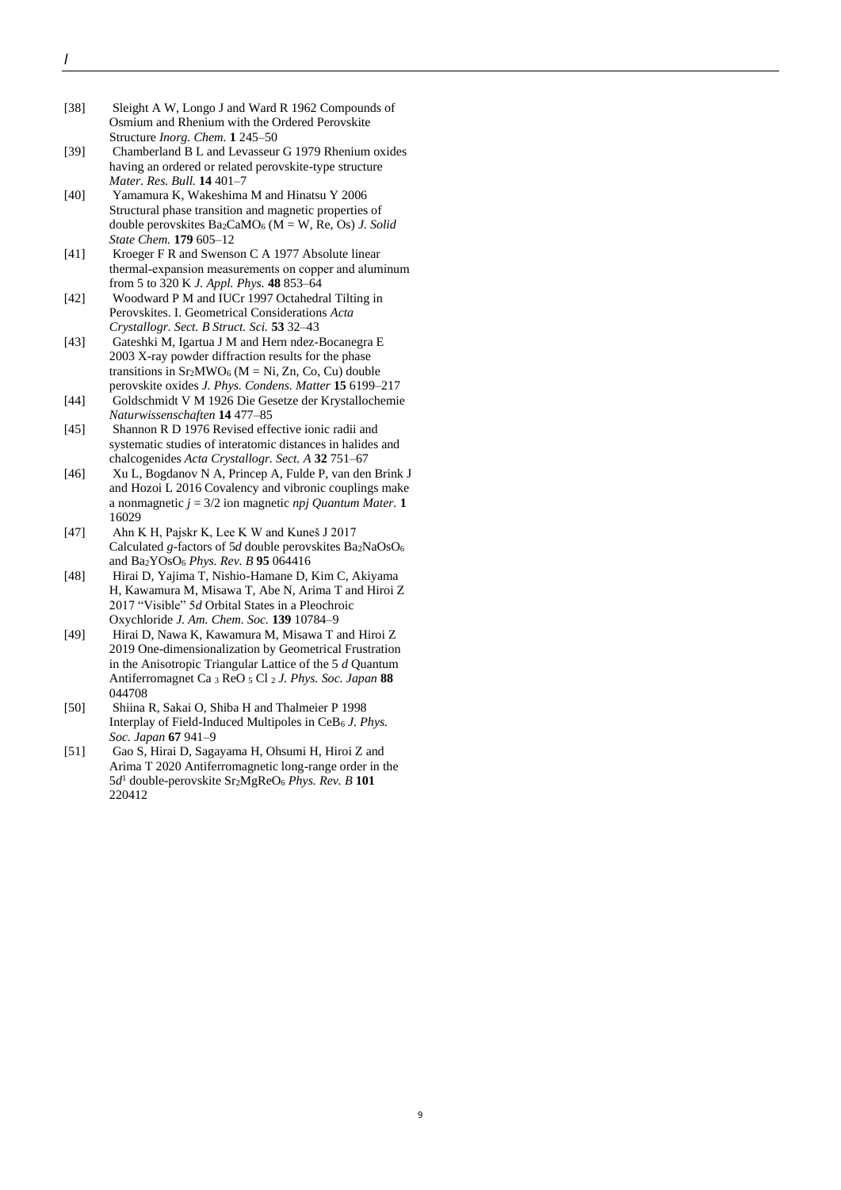[38] Sleight A W, Longo J and Ward R 1962 Compounds of Osmium and Rhenium with the Ordered Perovskite Structure *Inorg. Chem.* **1** 245–50

[39] Chamberland B L and Levasseur G 1979 Rhenium oxides having an ordered or related perovskite-type structure *Mater. Res. Bull.* **14** 401–7

[40] Yamamura K, Wakeshima M and Hinatsu Y 2006 Structural phase transition and magnetic properties of double perovskites $Ba_2CaMO_6$ (M = W, Re, Os) *J. Solid State Chem.* **179** 605–12

[41] Kroeger F R and Swenson C A 1977 Absolute linear thermal-expansion measurements on copper and aluminum from 5 to 320 K *J. Appl. Phys.* **48** 853–64

[42] Woodward P M and IUCr 1997 Octahedral Tilting in Perovskites. I. Geometrical Considerations *Acta Crystallogr. Sect. B Struct. Sci.* **53** 32–43

[43] Gateshki M, Igartua J M and Hern ndez-Bocanegra E 2003 X-ray powder diffraction results for the phase transitions in $Sr_2MWO_6$ (M = Ni, Zn, Co, Cu) double perovskite oxides *J. Phys. Condens. Matter* **15** 6199–217

[44] Goldschmidt V M 1926 Die Gesetze der Krystallochemie *Naturwissenschaften* **14** 477–85

[45] Shannon R D 1976 Revised effective ionic radii and systematic studies of interatomic distances in halides and chalcogenides *Acta Crystallogr. Sect. A* **32** 751–67

[46] Xu L, Bogdanov N A, Princep A, Fulde P, van den Brink J and Hozoi L 2016 Covalency and vibronic couplings make a nonmagnetic $j = 3/2$ ion magnetic *npj Quantum Mater.* **1** 16029

[47] Ahn K H, Pajskr K, Lee K W and Kuneš J 2017 Calculated $g$-factors of 5$d$ double perovskites $Ba_2NaOsO_6$ and $Ba_2YOsO_6$ *Phys. Rev. B* **95** 064416

[48] Hirai D, Yajima T, Nishio-Hamane D, Kim C, Akiyama H, Kawamura M, Misawa T, Abe N, Arima T and Hiroi Z 2017 “Visible” 5$d$ Orbital States in a Pleochroic Oxychloride *J. Am. Chem. Soc.* **139** 10784–9

[49] Hirai D, Nawa K, Kawamura M, Misawa T and Hiroi Z 2019 One-dimensionalization by Geometrical Frustration in the Anisotropic Triangular Lattice of the 5 $d$ Quantum Antiferromagnet $Ca_3ReO_5Cl_2$ *J. Phys. Soc. Japan* **88** 044708

[50] Shiina R, Sakai O, Shiba H and Thalmeier P 1998 Interplay of Field-Induced Multipoles in $CeB_6$ *J. Phys. Soc. Japan* **67** 941–9

[51] Gao S, Hirai D, Sagayama H, Ohsumi H, Hiroi Z and Arima T 2020 Antiferromagnetic long-range order in the $5d^1$ double-perovskite $Sr_2MgReO_6$ *Phys. Rev. B* **101** 220412